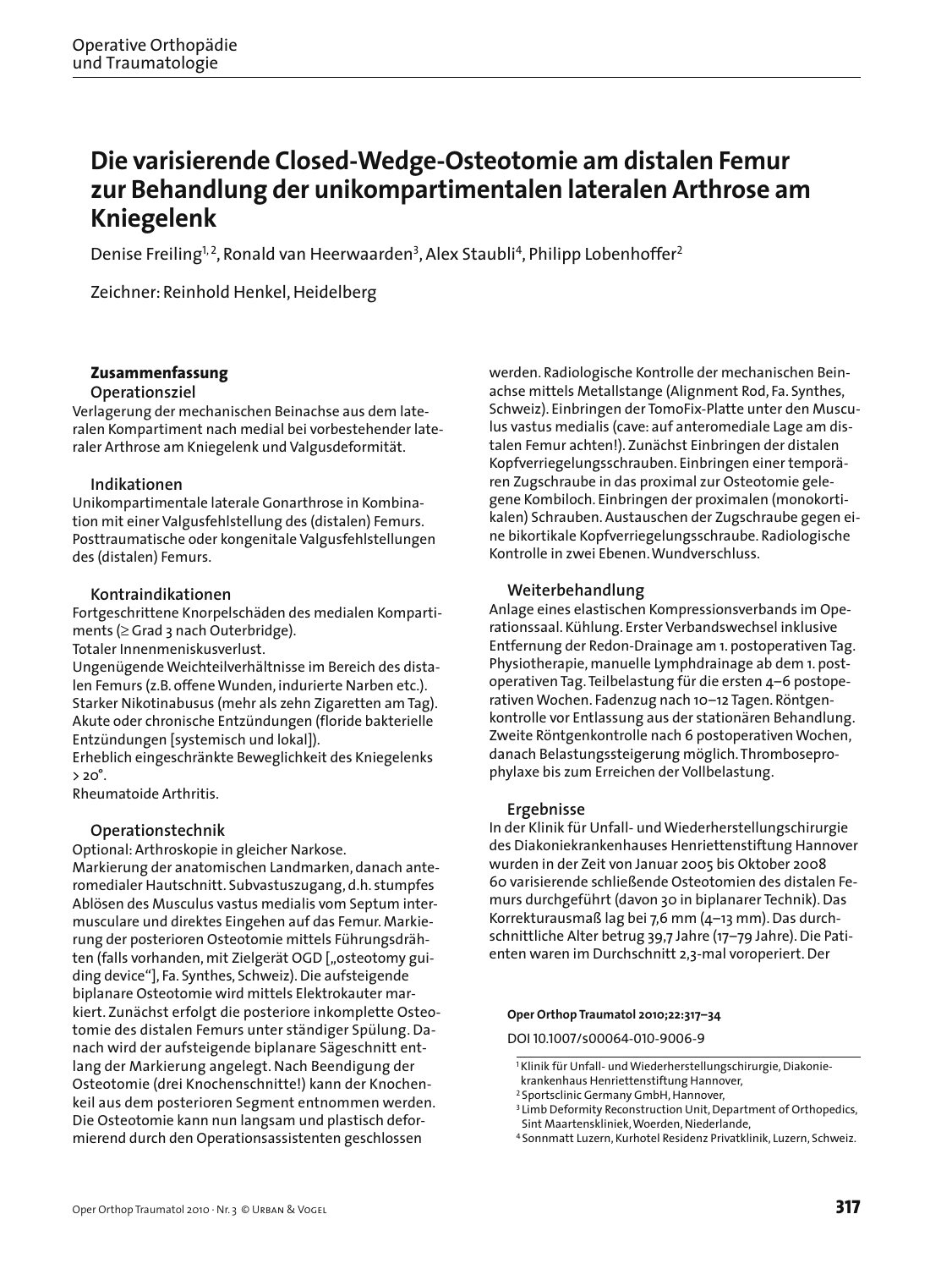# Die varisierende Closed-Wedge-Osteotomie am distalen Femur zur Behandlung der unikompartimentalen lateralen Arthrose am Kniegelenk

Denise Freiling[1, 2], Ronald van Heerwaarden[3], Alex Staubli[4], Philipp Lobenhoffer[2]

Zeichner: Reinhold Henkel, Heidelberg

## Zusammenfassung

### Operationsziel

Verlagerung der mechanischen Beinachse aus dem lateralen Kompartiment nach medial bei vorbestehender lateraler Arthrose am Kniegelenk und Valgusdeformität.

### Indikationen

Unikompartimentale laterale Gonarthrose in Kombination mit einer Valgusfehlstellung des (distalen) Femurs.
Posttraumatische oder kongenitale Valgusfehlstellungen des (distalen) Femurs.

### Kontraindikationen

Fortgeschrittene Knorpelschäden des medialen Kompartiments (≥ Grad 3 nach Outerbridge).
Totaler Innenmeniskusverlust.
Ungenügende Weichteilverhältnisse im Bereich des distalen Femurs (z.B. offene Wunden, indurierte Narben etc.).
Starker Nikotinabusus (mehr als zehn Zigaretten am Tag).
Akute oder chronische Entzündungen (floride bakterielle Entzündungen [systemisch und lokal]).
Erheblich eingeschränkte Beweglichkeit des Kniegelenks > 20°.
Rheumatoide Arthritis.

### Operationstechnik

Optional: Arthroskopie in gleicher Narkose.
Markierung der anatomischen Landmarken, danach anteromedialer Hautschnitt. Subvastuszugang, d.h. stumpfes Ablösen des Musculus vastus medialis vom Septum intermusculare und direktes Eingehen auf das Femur. Markierung der posterioren Osteotomie mittels Führungsdrähten (falls vorhanden, mit Zielgerät OGD [„osteotomy guiding device“], Fa. Synthes, Schweiz). Die aufsteigende biplanare Osteotomie wird mittels Elektrokauter markiert. Zunächst erfolgt die posteriore inkomplette Osteotomie des distalen Femurs unter ständiger Spülung. Danach wird der aufsteigende biplanare Sägeschnitt entlang der Markierung angelegt. Nach Beendigung der Osteotomie (drei Knochenschnitte!) kann der Knochenkeil aus dem posterioren Segment entnommen werden. Die Osteotomie kann nun langsam und plastisch deformierend durch den Operationsassistenten geschlossen werden. Radiologische Kontrolle der mechanischen Beinachse mittels Metallstange (Alignment Rod, Fa. Synthes, Schweiz). Einbringen der TomoFix-Platte unter den Musculus vastus medialis (cave: auf anteromediale Lage am distalen Femur achten!). Zunächst Einbringen der distalen Kopfverriegelungsschrauben. Einbringen einer temporären Zugschraube in das proximal zur Osteotomie gelegene Kombiloch. Einbringen der proximalen (monokortikalen) Schrauben. Austauschen der Zugschraube gegen eine bikortikale Kopfverriegelungsschraube. Radiologische Kontrolle in zwei Ebenen. Wundverschluss.

### Weiterbehandlung

Anlage eines elastischen Kompressionsverbands im Operationssaal. Kühlung. Erster Verbandswechsel inklusive Entfernung der Redon-Drainage am 1. postoperativen Tag. Physiotherapie, manuelle Lymphdrainage ab dem 1. postoperativen Tag. Teilbelastung für die ersten 4–6 postoperativen Wochen. Fadenzug nach 10–12 Tagen. Röntgenkontrolle vor Entlassung aus der stationären Behandlung. Zweite Röntgenkontrolle nach 6 postoperativen Wochen, danach Belastungssteigerung möglich. Thromboseprophylaxe bis zum Erreichen der Vollbelastung.

### Ergebnisse

In der Klinik für Unfall- und Wiederherstellungschirurgie des Diakoniekrankenhauses Henriettenstiftung Hannover wurden in der Zeit von Januar 2005 bis Oktober 2008 60 varisierende schließende Osteotomien des distalen Femurs durchgeführt (davon 30 in biplanarer Technik). Das Korrekturausmaß lag bei 7,6 mm (4–13 mm). Das durchschnittliche Alter betrug 39,7 Jahre (17–79 Jahre). Die Patienten waren im Durchschnitt 2,3-mal voroperiert. Der

**Oper Orthop Traumatol 2010;22:317–34**

DOI 10.1007/s00064-010-9006-9

[1] Klinik für Unfall- und Wiederherstellungschirurgie, Diakoniekrankenhaus Henriettenstiftung Hannover,
[2] Sportsclinic Germany GmbH, Hannover,
[3] Limb Deformity Reconstruction Unit, Department of Orthopedics, Sint Maartenskliniek, Woerden, Niederlande,
[4] Sonnmatt Luzern, Kurhotel Residenz Privatklinik, Luzern, Schweiz.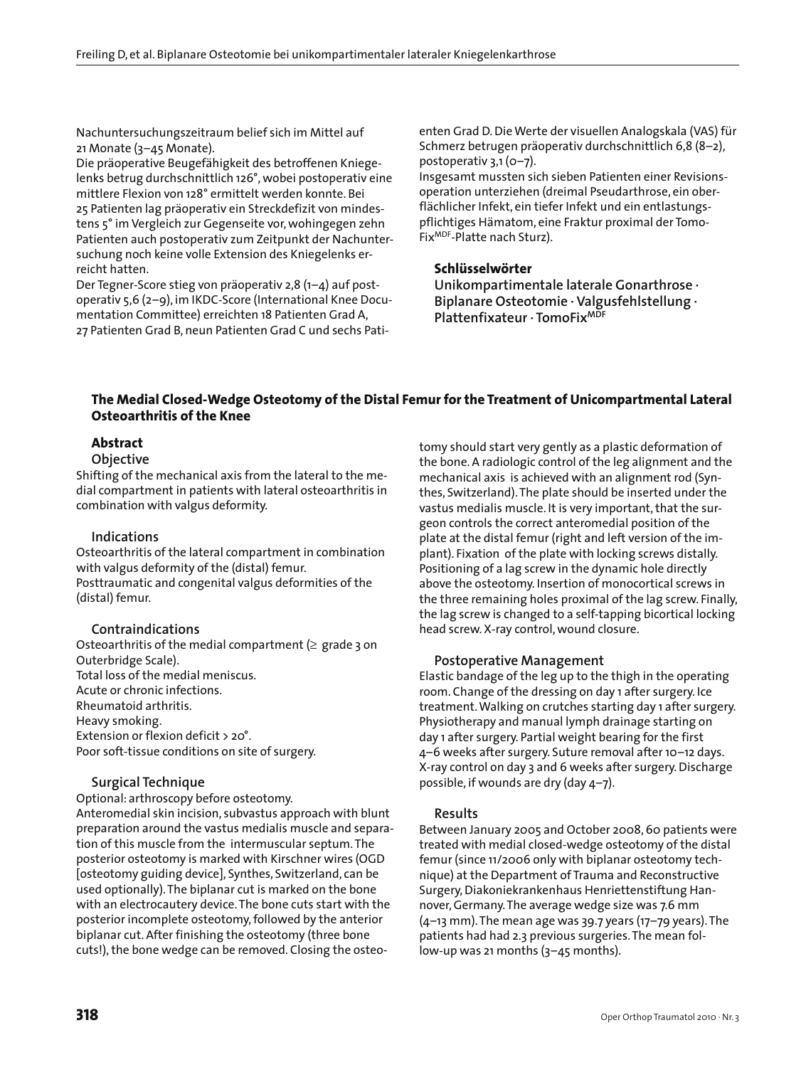Nachuntersuchungszeitraum belief sich im Mittel auf 21 Monate (3–45 Monate).
Die präoperative Beugefähigkeit des betroffenen Kniegelenks betrug durchschnittlich 126°, wobei postoperativ eine mittlere Flexion von 128° ermittelt werden konnte. Bei 25 Patienten lag präoperativ ein Streckdefizit von mindestens 5° im Vergleich zur Gegenseite vor, wohingegen zehn Patienten auch postoperativ zum Zeitpunkt der Nachuntersuchung noch keine volle Extension des Kniegelenks erreicht hatten.
Der Tegner-Score stieg von präoperativ 2,8 (1–4) auf postoperativ 5,6 (2–9), im IKDC-Score (International Knee Documentation Committee) erreichten 18 Patienten Grad A, 27 Patienten Grad B, neun Patienten Grad C und sechs Patienten Grad D. Die Werte der visuellen Analogskala (VAS) für Schmerz betrugen präoperativ durchschnittlich 6,8 (8–2), postoperativ 3,1 (0–7).
Insgesamt mussten sich sieben Patienten einer Revisionsoperation unterziehen (dreimal Pseudarthrose, ein oberflächlicher Infekt, ein tiefer Infekt und ein entlastungspflichtiges Hämatom, eine Fraktur proximal der TomoFix$^{MDF}$-Platte nach Sturz).

### Schlüsselwörter

**Unikompartimentale laterale Gonarthrose · Biplanare Osteotomie · Valgusfehlstellung · Plattenfixateur · TomoFix$^{MDF}$**

## The Medial Closed-Wedge Osteotomy of the Distal Femur for the Treatment of Unicompartmental Lateral Osteoarthritis of the Knee

### Abstract

#### Objective

Shifting of the mechanical axis from the lateral to the medial compartment in patients with lateral osteoarthritis in combination with valgus deformity.

#### Indications

Osteoarthritis of the lateral compartment in combination with valgus deformity of the (distal) femur.
Posttraumatic and congenital valgus deformities of the (distal) femur.

#### Contraindications

Osteoarthritis of the medial compartment (≥ grade 3 on Outerbridge Scale).
Total loss of the medial meniscus.
Acute or chronic infections.
Rheumatoid arthritis.
Heavy smoking.
Extension or flexion deficit > 20°.
Poor soft-tissue conditions on site of surgery.

#### Surgical Technique

Optional: arthroscopy before osteotomy.
Anteromedial skin incision, subvastus approach with blunt preparation around the vastus medialis muscle and separation of this muscle from the intermuscular septum. The posterior osteotomy is marked with Kirschner wires (OGD [osteotomy guiding device], Synthes, Switzerland, can be used optionally). The biplanar cut is marked on the bone with an electrocautery device. The bone cuts start with the posterior incomplete osteotomy, followed by the anterior biplanar cut. After finishing the osteotomy (three bone cuts!), the bone wedge can be removed. Closing the osteotomy should start very gently as a plastic deformation of the bone. A radiologic control of the leg alignment and the mechanical axis is achieved with an alignment rod (Synthes, Switzerland). The plate should be inserted under the vastus medialis muscle. It is very important, that the surgeon controls the correct anteromedial position of the plate at the distal femur (right and left version of the implant). Fixation of the plate with locking screws distally. Positioning of a lag screw in the dynamic hole directly above the osteotomy. Insertion of monocortical screws in the three remaining holes proximal of the lag screw. Finally, the lag screw is changed to a self-tapping bicortical locking head screw. X-ray control, wound closure.

#### Postoperative Management

Elastic bandage of the leg up to the thigh in the operating room. Change of the dressing on day 1 after surgery. Ice treatment. Walking on crutches starting day 1 after surgery. Physiotherapy and manual lymph drainage starting on day 1 after surgery. Partial weight bearing for the first 4–6 weeks after surgery. Suture removal after 10–12 days. X-ray control on day 3 and 6 weeks after surgery. Discharge possible, if wounds are dry (day 4–7).

#### Results

Between January 2005 and October 2008, 60 patients were treated with medial closed-wedge osteotomy of the distal femur (since 11/2006 only with biplanar osteotomy technique) at the Department of Trauma and Reconstructive Surgery, Diakoniekrankenhaus Henriettenstiftung Hannover, Germany. The average wedge size was 7.6 mm (4–13 mm). The mean age was 39.7 years (17–79 years). The patients had had 2.3 previous surgeries. The mean follow-up was 21 months (3–45 months).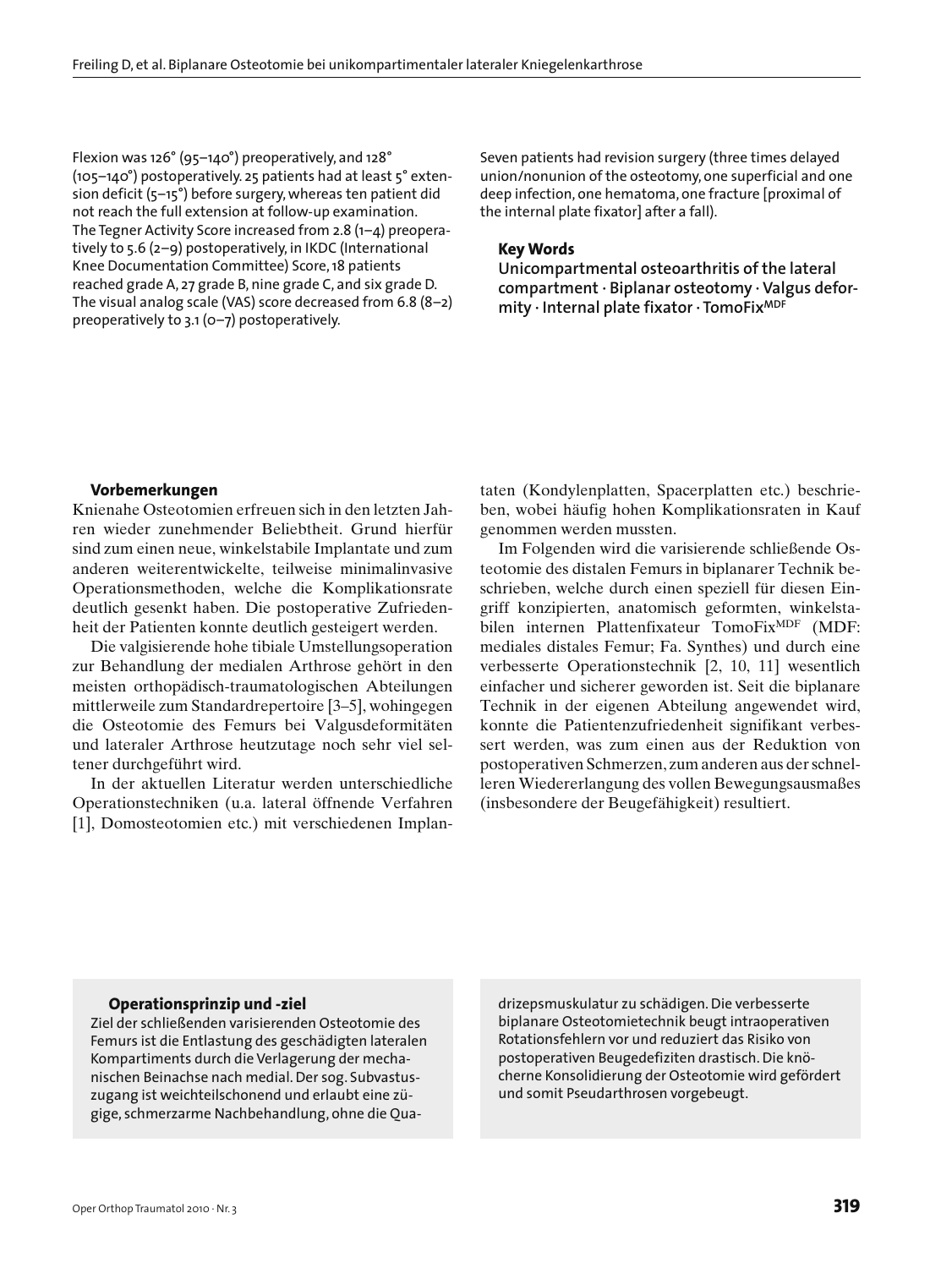Flexion was 126° (95–140°) preoperatively, and 128° (105–140°) postoperatively. 25 patients had at least 5° extension deficit (5–15°) before surgery, whereas ten patient did not reach the full extension at follow-up examination. The Tegner Activity Score increased from 2.8 (1–4) preoperatively to 5.6 (2–9) postoperatively, in IKDC (International Knee Documentation Committee) Score, 18 patients reached grade A, 27 grade B, nine grade C, and six grade D. The visual analog scale (VAS) score decreased from 6.8 (8–2) preoperatively to 3.1 (0–7) postoperatively.

Seven patients had revision surgery (three times delayed union/nonunion of the osteotomy, one superficial and one deep infection, one hematoma, one fracture [proximal of the internal plate fixator] after a fall).

**Key Words**

**Unicompartmental osteoarthritis of the lateral compartment · Biplanar osteotomy · Valgus deformity · Internal plate fixator · TomoFix$^{MDF}$**

### Vorbemerkungen

Knienahe Osteotomien erfreuen sich in den letzten Jahren wieder zunehmender Beliebtheit. Grund hierfür sind zum einen neue, winkelstabile Implantate und zum anderen weiterentwickelte, teilweise minimalinvasive Operationsmethoden, welche die Komplikationsrate deutlich gesenkt haben. Die postoperative Zufriedenheit der Patienten konnte deutlich gesteigert werden.

Die valgisierende hohe tibiale Umstellungsoperation zur Behandlung der medialen Arthrose gehört in den meisten orthopädisch-traumatologischen Abteilungen mittlerweile zum Standardrepertoire [3–5], wohingegen die Osteotomie des Femurs bei Valgusdeformitäten und lateraler Arthrose heutzutage noch sehr viel seltener durchgeführt wird.

In der aktuellen Literatur werden unterschiedliche Operationstechniken (u.a. lateral öffnende Verfahren [1], Domosteotomien etc.) mit verschiedenen Implantaten (Kondylenplatten, Spacerplatten etc.) beschrieben, wobei häufig hohen Komplikationsraten in Kauf genommen werden mussten.

Im Folgenden wird die varisierende schließende Osteotomie des distalen Femurs in biplanarer Technik beschrieben, welche durch einen speziell für diesen Eingriff konzipierten, anatomisch geformten, winkelstabilen internen Plattenfixateur TomoFix$^{MDF}$ (MDF: mediales distales Femur; Fa. Synthes) und durch eine verbesserte Operationstechnik [2, 10, 11] wesentlich einfacher und sicherer geworden ist. Seit die biplanare Technik in der eigenen Abteilung angewendet wird, konnte die Patientenzufriedenheit signifikant verbessert werden, was zum einen aus der Reduktion von postoperativen Schmerzen, zum anderen aus der schnelleren Wiedererlangung des vollen Bewegungsausmaßes (insbesondere der Beugefähigkeit) resultiert.

### Operationsprinzip und -ziel

Ziel der schließenden varisierenden Osteotomie des Femurs ist die Entlastung des geschädigten lateralen Kompartiments durch die Verlagerung der mechanischen Beinachse nach medial. Der sog. Subvastuszugang ist weichteilschonend und erlaubt eine zügige, schmerzarme Nachbehandlung, ohne die Quadrizepsmuskulatur zu schädigen. Die verbesserte biplanare Osteotomietechnik beugt intraoperativen Rotationsfehlern vor und reduziert das Risiko von postoperativen Beugedefiziten drastisch. Die knöcherne Konsolidierung der Osteotomie wird gefördert und somit Pseudarthrosen vorgebeugt.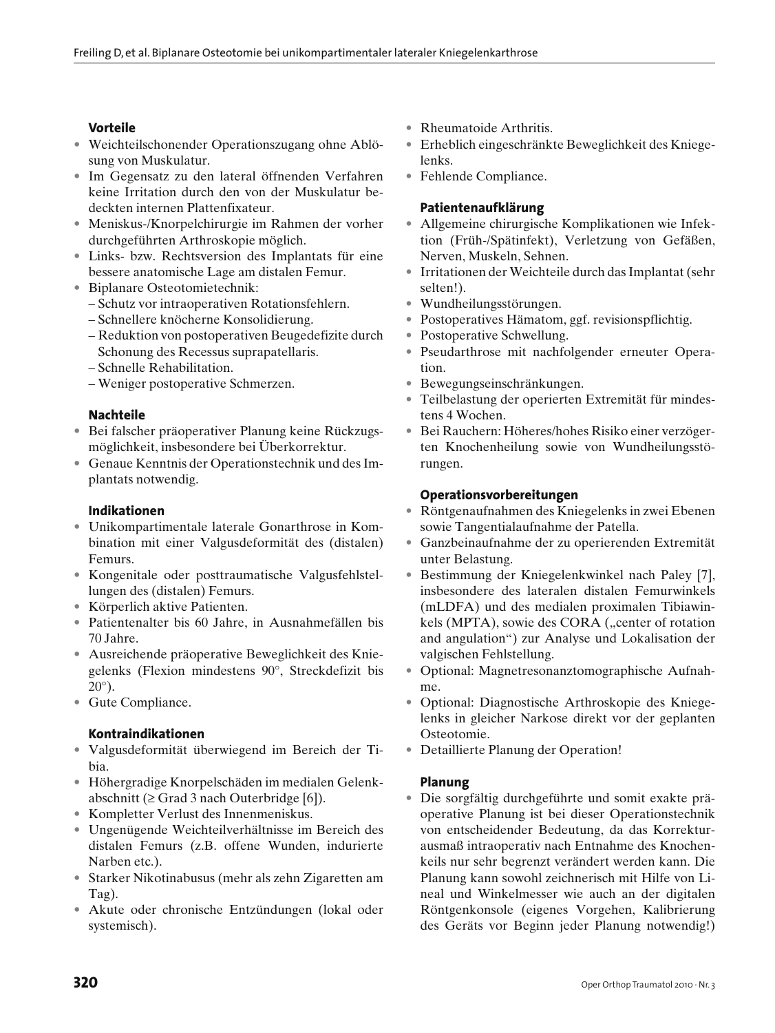### Vorteile

- Weichteilschonender Operationszugang ohne Ablösung von Muskulatur.
- Im Gegensatz zu den lateral öffnenden Verfahren keine Irritation durch den von der Muskulatur bedeckten internen Plattenfixateur.
- Meniskus-/Knorpelchirurgie im Rahmen der vorher durchgeführten Arthroskopie möglich.
- Links- bzw. Rechtsversion des Implantats für eine bessere anatomische Lage am distalen Femur.
- Biplanare Osteotomietechnik:
  - Schutz vor intraoperativen Rotationsfehlern.
  - Schnellere knöcherne Konsolidierung.
  - Reduktion von postoperativen Beugedefizite durch Schonung des Recessus suprapatellaris.
  - Schnelle Rehabilitation.
  - Weniger postoperative Schmerzen.

### Nachteile

- Bei falscher präoperativer Planung keine Rückzugsmöglichkeit, insbesondere bei Überkorrektur.
- Genaue Kenntnis der Operationstechnik und des Implantats notwendig.

### Indikationen

- Unikompartimentale laterale Gonarthrose in Kombination mit einer Valgusdeformität des (distalen) Femurs.
- Kongenitale oder posttraumatische Valgusfehlstellungen des (distalen) Femurs.
- Körperlich aktive Patienten.
- Patientenalter bis 60 Jahre, in Ausnahmefällen bis 70 Jahre.
- Ausreichende präoperative Beweglichkeit des Kniegelenks (Flexion mindestens 90°, Streckdefizit bis 20°).
- Gute Compliance.

### Kontraindikationen

- Valgusdeformität überwiegend im Bereich der Tibia.
- Höhergradige Knorpelschäden im medialen Gelenkabschnitt (≥ Grad 3 nach Outerbridge [6]).
- Kompletter Verlust des Innenmeniskus.
- Ungenügende Weichteilverhältnisse im Bereich des distalen Femurs (z.B. offene Wunden, indurierte Narben etc.).
- Starker Nikotinabusus (mehr als zehn Zigaretten am Tag).
- Akute oder chronische Entzündungen (lokal oder systemisch).
- Rheumatoide Arthritis.
- Erheblich eingeschränkte Beweglichkeit des Kniegelenks.
- Fehlende Compliance.

### Patientenaufklärung

- Allgemeine chirurgische Komplikationen wie Infektion (Früh-/Spätinfekt), Verletzung von Gefäßen, Nerven, Muskeln, Sehnen.
- Irritationen der Weichteile durch das Implantat (sehr selten!).
- Wundheilungsstörungen.
- Postoperatives Hämatom, ggf. revisionspflichtig.
- Postoperative Schwellung.
- Pseudarthrose mit nachfolgender erneuter Operation.
- Bewegungseinschränkungen.
- Teilbelastung der operierten Extremität für mindestens 4 Wochen.
- Bei Rauchern: Höheres/hohes Risiko einer verzögerten Knochenheilung sowie von Wundheilungsstörungen.

### Operationsvorbereitungen

- Röntgenaufnahmen des Kniegelenks in zwei Ebenen sowie Tangentialaufnahme der Patella.
- Ganzbeinaufnahme der zu operierenden Extremität unter Belastung.
- Bestimmung der Kniegelenkwinkel nach Paley [7], insbesondere des lateralen distalen Femurwinkels (mLDFA) und des medialen proximalen Tibiawinkels (MPTA), sowie des CORA („center of rotation and angulation") zur Analyse und Lokalisation der valgischen Fehlstellung.
- Optional: Magnetresonanztomographische Aufnahme.
- Optional: Diagnostische Arthroskopie des Kniegelenks in gleicher Narkose direkt vor der geplanten Osteotomie.
- Detaillierte Planung der Operation!

### Planung

- Die sorgfältig durchgeführte und somit exakte präoperative Planung ist bei dieser Operationstechnik von entscheidender Bedeutung, da das Korrekturausmaß intraoperativ nach Entnahme des Knochenkeils nur sehr begrenzt verändert werden kann. Die Planung kann sowohl zeichnerisch mit Hilfe von Lineal und Winkelmesser wie auch an der digitalen Röntgenkonsole (eigenes Vorgehen, Kalibrierung des Geräts vor Beginn jeder Planung notwendig!)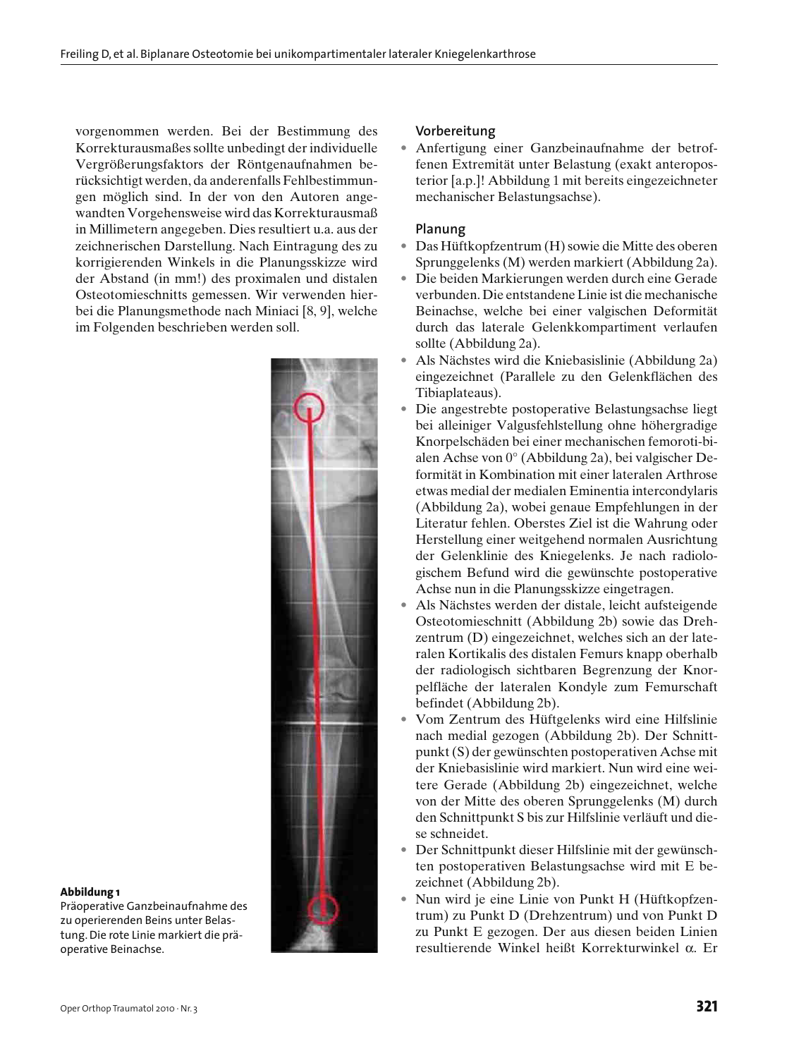vorgenommen werden. Bei der Bestimmung des Korrekturausmaßes sollte unbedingt der individuelle Vergrößerungsfaktors der Röntgenaufnahmen berücksichtigt werden, da anderenfalls Fehlbestimmungen möglich sind. In der von den Autoren angewandten Vorgehensweise wird das Korrekturausmaß in Millimetern angegeben. Dies resultiert u.a. aus der zeichnerischen Darstellung. Nach Eintragung des zu korrigierenden Winkels in die Planungsskizze wird der Abstand (in mm!) des proximalen und distalen Osteotomieschnitts gemessen. Wir verwenden hierbei die Planungsmethode nach Miniaci [8, 9], welche im Folgenden beschrieben werden soll.

**Abbildung 1**
Präoperative Ganzbeinaufnahme des zu operierenden Beins unter Belastung. Die rote Linie markiert die präoperative Beinachse.

## Vorbereitung

- Anfertigung einer Ganzbeinaufnahme der betroffenen Extremität unter Belastung (exakt anteroposterior [a.p.]! Abbildung 1 mit bereits eingezeichneter mechanischer Belastungsachse).

## Planung

- Das Hüftkopfzentrum (H) sowie die Mitte des oberen Sprunggelenks (M) werden markiert (Abbildung 2a).
- Die beiden Markierungen werden durch eine Gerade verbunden. Die entstandene Linie ist die mechanische Beinachse, welche bei einer valgischen Deformität durch das laterale Gelenkkompartiment verlaufen sollte (Abbildung 2a).
- Als Nächstes wird die Kniebasislinie (Abbildung 2a) eingezeichnet (Parallele zu den Gelenkflächen des Tibiaplateaus).
- Die angestrebte postoperative Belastungsachse liegt bei alleiniger Valgusfehlstellung ohne höhergradige Knorpelschäden bei einer mechanischen femorotibialen Achse von 0° (Abbildung 2a), bei valgischer Deformität in Kombination mit einer lateralen Arthrose etwas medial der medialen Eminentia intercondylaris (Abbildung 2a), wobei genaue Empfehlungen in der Literatur fehlen. Oberstes Ziel ist die Wahrung oder Herstellung einer weitgehend normalen Ausrichtung der Gelenklinie des Kniegelenks. Je nach radiologischem Befund wird die gewünschte postoperative Achse nun in die Planungsskizze eingetragen.
- Als Nächstes werden der distale, leicht aufsteigende Osteotomieschnitt (Abbildung 2b) sowie das Drehzentrum (D) eingezeichnet, welches sich an der lateralen Kortikalis des distalen Femurs knapp oberhalb der radiologisch sichtbaren Begrenzung der Knorpelfläche der lateralen Kondyle zum Femurschaft befindet (Abbildung 2b).
- Vom Zentrum des Hüftgelenks wird eine Hilfslinie nach medial gezogen (Abbildung 2b). Der Schnittpunkt (S) der gewünschten postoperativen Achse mit der Kniebasislinie wird markiert. Nun wird eine weitere Gerade (Abbildung 2b) eingezeichnet, welche von der Mitte des oberen Sprunggelenks (M) durch den Schnittpunkt S bis zur Hilfslinie verläuft und diese schneidet.
- Der Schnittpunkt dieser Hilfslinie mit der gewünschten postoperativen Belastungsachse wird mit E bezeichnet (Abbildung 2b).
- Nun wird je eine Linie von Punkt H (Hüftkopfzentrum) zu Punkt D (Drehzentrum) und von Punkt D zu Punkt E gezogen. Der aus diesen beiden Linien resultierende Winkel heißt Korrekturwinkel $\alpha$. Er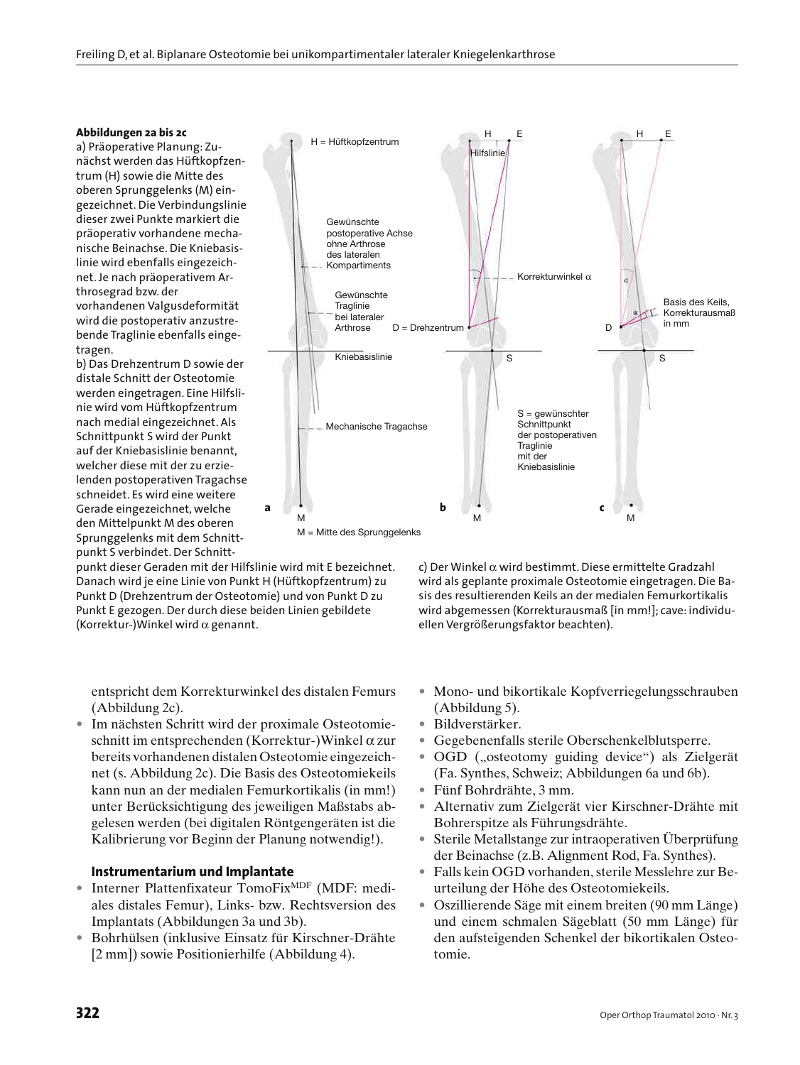**Abbildungen 2a bis 2c**

a) Präoperative Planung: Zunächst werden das Hüftkopfzentrum (H) sowie die Mitte des oberen Sprunggelenks (M) eingezeichnet. Die Verbindungslinie dieser zwei Punkte markiert die präoperativ vorhandene mechanische Beinachse. Die Kniebasislinie wird ebenfalls eingezeichnet. Je nach präoperativem Arthrosegrad bzw. der vorhandenen Valgusdeformität wird die postoperativ anzustrebende Traglinie ebenfalls eingetragen.

b) Das Drehzentrum D sowie der distale Schnitt der Osteotomie werden eingetragen. Eine Hilfslinie wird vom Hüftkopfzentrum nach medial eingezeichnet. Als Schnittpunkt S wird der Punkt auf der Kniebasislinie benannt, welcher diese mit der zu erzielenden postoperativen Tragachse schneidet. Es wird eine weitere Gerade eingezeichnet, welche den Mittelpunkt M des oberen Sprunggelenks mit dem Schnittpunkt S verbindet. Der Schnittpunkt dieser Geraden mit der Hilfslinie wird mit E bezeichnet. Danach wird je eine Linie von Punkt H (Hüftkopfzentrum) zu Punkt D (Drehzentrum der Osteotomie) und von Punkt D zu Punkt E gezogen. Der durch diese beiden Linien gebildete (Korrektur-)Winkel wird α genannt.

c) Der Winkel α wird bestimmt. Diese ermittelte Gradzahl wird als geplante proximale Osteotomie eingetragen. Die Basis des resultierenden Keils an der medialen Femurkortikalis wird abgemessen (Korrekturausmaß [in mm!]; cave: individuellen Vergrößerungsfaktor beachten).

entspricht dem Korrekturwinkel des distalen Femurs (Abbildung 2c).

- Im nächsten Schritt wird der proximale Osteotomieschnitt im entsprechenden (Korrektur-)Winkel α zur bereits vorhandenen distalen Osteotomie eingezeichnet (s. Abbildung 2c). Die Basis des Osteotomiekeils kann nun an der medialen Femurkortikalis (in mm!) unter Berücksichtigung des jeweiligen Maßstabs abgelesen werden (bei digitalen Röntgengeräten ist die Kalibrierung vor Beginn der Planung notwendig!).

### Instrumentarium und Implantate

- Interner Plattenfixateur TomoFix[MDF] (MDF: mediales distales Femur), Links- bzw. Rechtsversion des Implantats (Abbildungen 3a und 3b).
- Bohrhülsen (inklusive Einsatz für Kirschner-Drähte [2 mm]) sowie Positionierhilfe (Abbildung 4).
- Mono- und bikortikale Kopfverriegelungsschrauben (Abbildung 5).
- Bildverstärker.
- Gegebenenfalls sterile Oberschenkelblutsperre.
- OGD („osteotomy guiding device") als Zielgerät (Fa. Synthes, Schweiz; Abbildungen 6a und 6b).
- Fünf Bohrdrähte, 3 mm.
- Alternativ zum Zielgerät vier Kirschner-Drähte mit Bohrerspitze als Führungsdrähte.
- Sterile Metallstange zur intraoperativen Überprüfung der Beinachse (z.B. Alignment Rod, Fa. Synthes).
- Falls kein OGD vorhanden, sterile Messlehre zur Beurteilung der Höhe des Osteotomiekeils.
- Oszillierende Säge mit einem breiten (90 mm Länge) und einem schmalen Sägeblatt (50 mm Länge) für den aufsteigenden Schenkel der bikortikalen Osteotomie.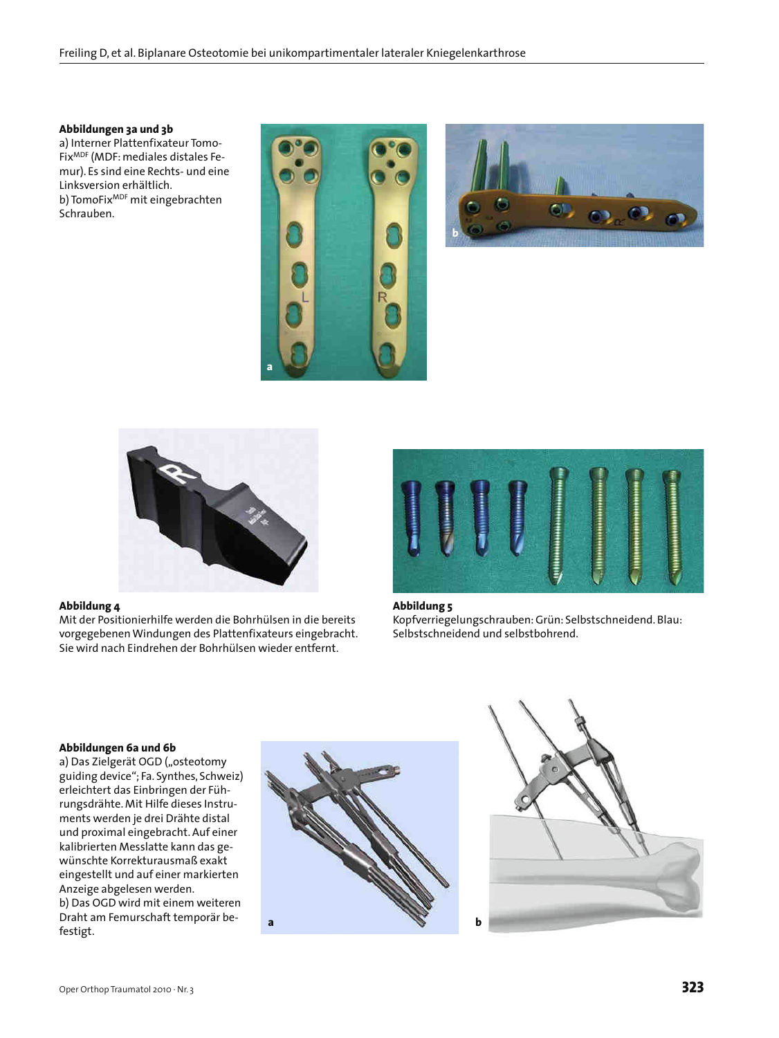**Abbildungen 3a und 3b**

a) Interner Plattenfixateur TomoFix[MDF] (MDF: mediales distales Femur). Es sind eine Rechts- und eine Linksversion erhältlich.

b) TomoFix[MDF] mit eingebrachten Schrauben.

**Abbildung 4**

Mit der Positionierhilfe werden die Bohrhülsen in die bereits vorgegebenen Windungen des Plattenfixateurs eingebracht. Sie wird nach Eindrehen der Bohrhülsen wieder entfernt.

**Abbildung 5**

Kopfverriegelungsschrauben: Grün: Selbstschneidend. Blau: Selbstschneidend und selbstbohrend.

**Abbildungen 6a und 6b**

a) Das Zielgerät OGD („osteotomy guiding device"; Fa. Synthes, Schweiz) erleichtert das Einbringen der Führungsdrähte. Mit Hilfe dieses Instruments werden je drei Drähte distal und proximal eingebracht. Auf einer kalibrierten Messlatte kann das gewünschte Korrekturausmaß exakt eingestellt und auf einer markierten Anzeige abgelesen werden.

b) Das OGD wird mit einem weiteren Draht am Femurschaft temporär befestigt.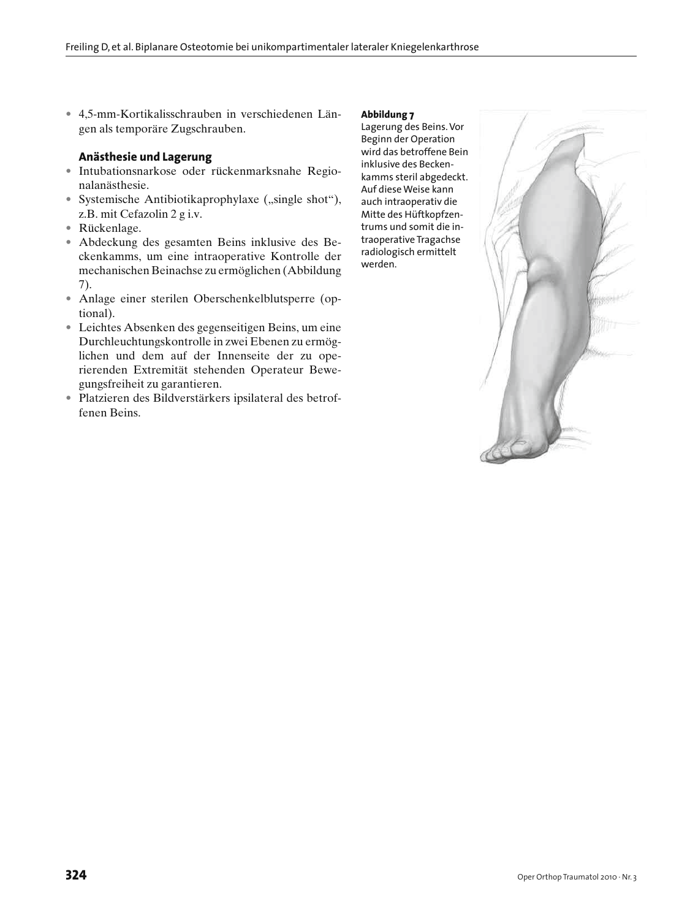- 4,5-mm-Kortikalisschrauben in verschiedenen Längen als temporäre Zugschrauben.

### Anästhesie und Lagerung

- Intubationsnarkose oder rückenmarksnahe Regionalanästhesie.
- Systemische Antibiotikaprophylaxe („single shot"), z.B. mit Cefazolin 2 g i.v.
- Rückenlage.
- Abdeckung des gesamten Beins inklusive des Beckenkamms, um eine intraoperative Kontrolle der mechanischen Beinachse zu ermöglichen (Abbildung 7).
- Anlage einer sterilen Oberschenkelblutsperre (optional).
- Leichtes Absenken des gegenseitigen Beins, um eine Durchleuchtungskontrolle in zwei Ebenen zu ermöglichen und dem auf der Innenseite der zu operierenden Extremität stehenden Operateur Bewegungsfreiheit zu garantieren.
- Platzieren des Bildverstärkers ipsilateral des betroffenen Beins.

**Abbildung 7**
Lagerung des Beins. Vor Beginn der Operation wird das betroffene Bein inklusive des Beckenkamms steril abgedeckt. Auf diese Weise kann auch intraoperativ die Mitte des Hüftkopfzentrums und somit die intraoperative Tragachse radiologisch ermittelt werden.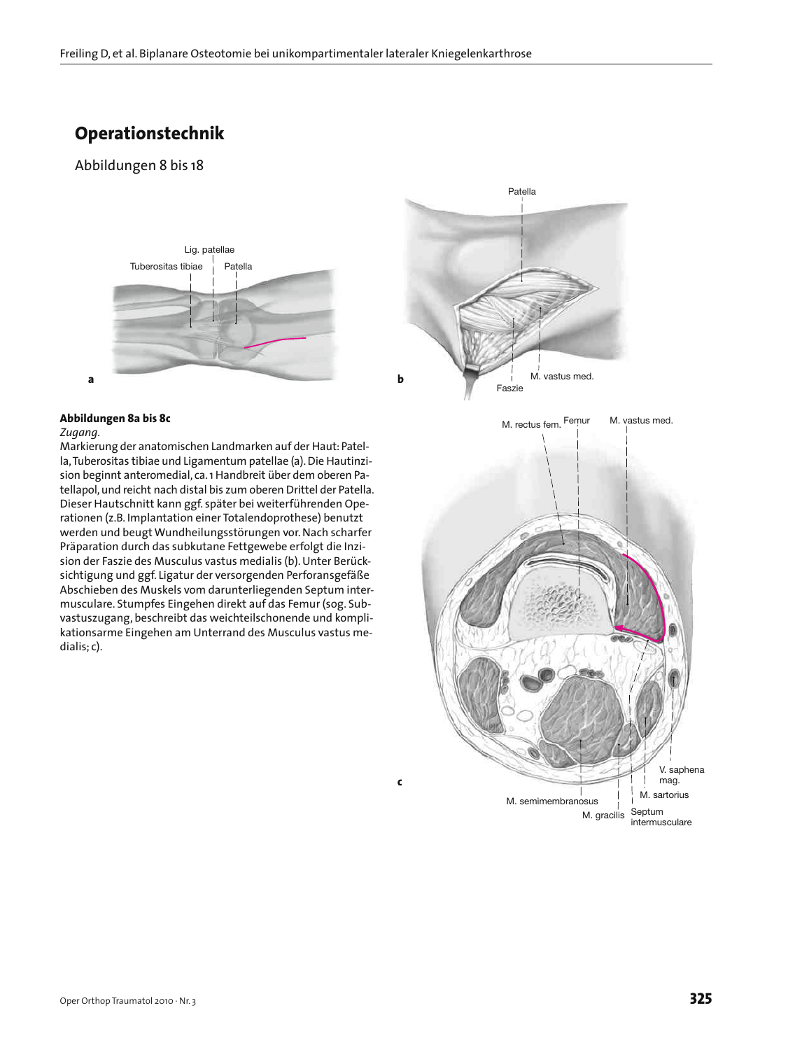# Operationstechnik

Abbildungen 8 bis 18

**Abbildungen 8a bis 8c**

*Zugang.*

Markierung der anatomischen Landmarken auf der Haut: Patella, Tuberositas tibiae und Ligamentum patellae (a). Die Hautinzision beginnt anteromedial, ca. 1 Handbreit über dem oberen Patellapol, und reicht nach distal bis zum oberen Drittel der Patella. Dieser Hautschnitt kann ggf. später bei weiterführenden Operationen (z.B. Implantation einer Totalendoprothese) benutzt werden und beugt Wundheilungsstörungen vor. Nach scharfer Präparation durch das subkutane Fettgewebe erfolgt die Inzision der Faszie des Musculus vastus medialis (b). Unter Berücksichtigung und ggf. Ligatur der versorgenden Perforansgefäße Abschieben des Muskels vom darunterliegenden Septum intermusculare. Stumpfes Eingehen direkt auf das Femur (sog. Subvastuszugang, beschreibt das weichteilschonende und komplikationsarme Eingehen am Unterrand des Musculus vastus medialis; c).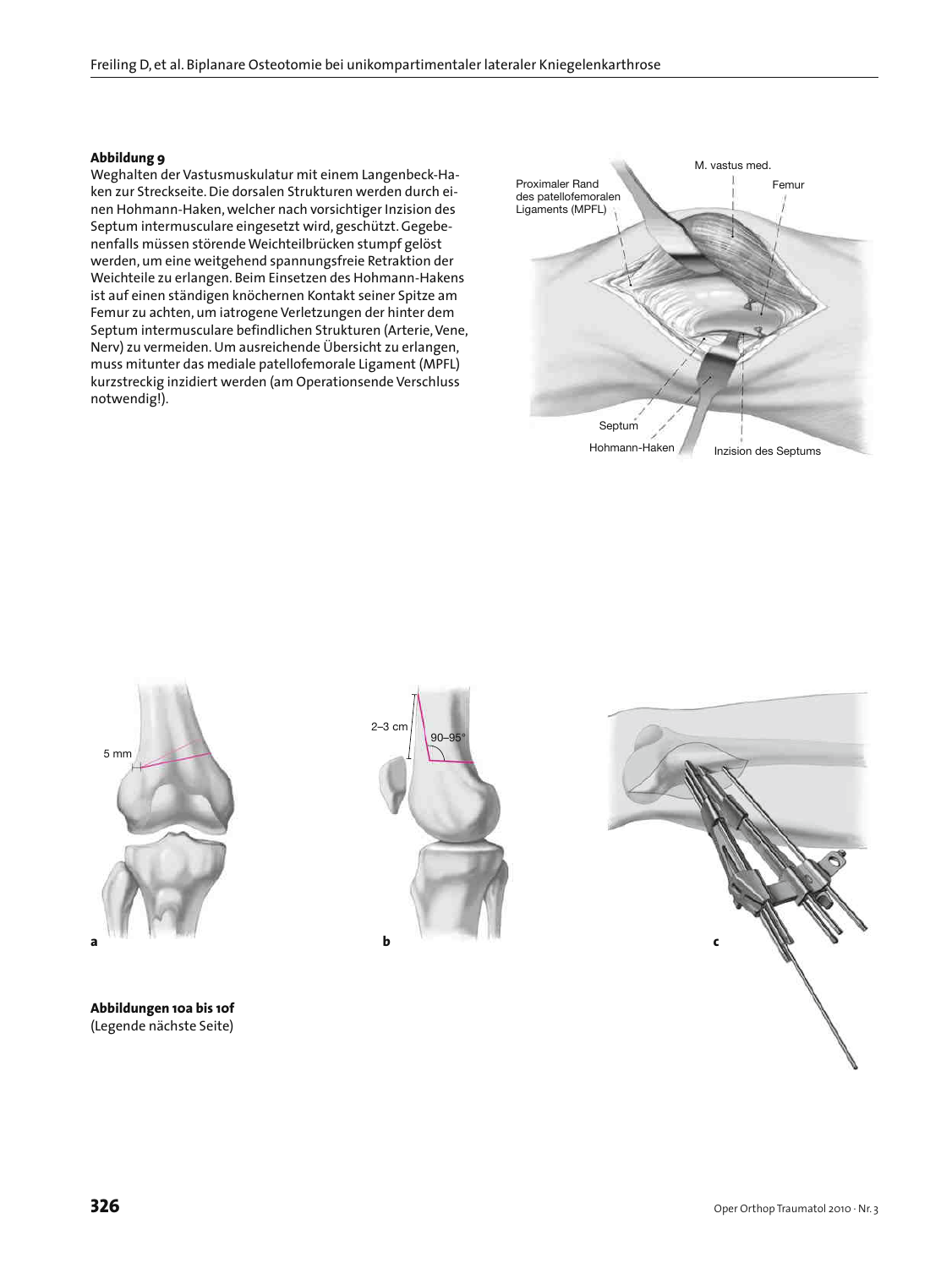**Abbildung 9**

Weghalten der Vastusmuskulatur mit einem Langenbeck-Haken zur Streckseite. Die dorsalen Strukturen werden durch einen Hohmann-Haken, welcher nach vorsichtiger Inzision des Septum intermusculare eingesetzt wird, geschützt. Gegebenenfalls müssen störende Weichteilbrücken stumpf gelöst werden, um eine weitgehend spannungsfreie Retraktion der Weichteile zu erlangen. Beim Einsetzen des Hohmann-Hakens ist auf einen ständigen knöchernen Kontakt seiner Spitze am Femur zu achten, um iatrogene Verletzungen der hinter dem Septum intermusculare befindlichen Strukturen (Arterie, Vene, Nerv) zu vermeiden. Um ausreichende Übersicht zu erlangen, muss mitunter das mediale patellofemorale Ligament (MPFL) kurzstreckig inzidiert werden (am Operationsende Verschluss notwendig!).

**Abbildungen 10a bis 10f**
(Legende nächste Seite)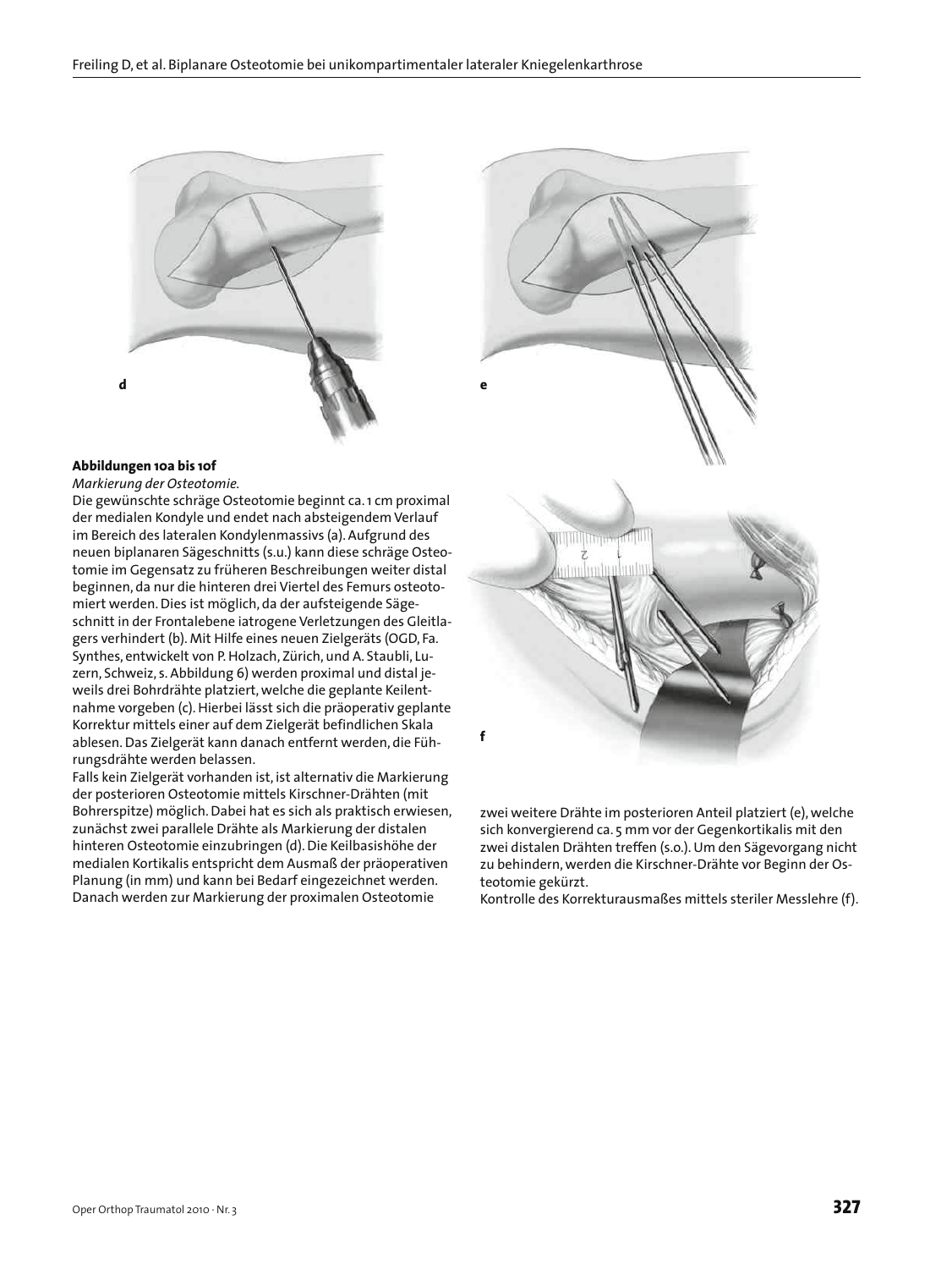**Abbildungen 10a bis 10f**

*Markierung der Osteotomie.*

Die gewünschte schräge Osteotomie beginnt ca. 1 cm proximal der medialen Kondyle und endet nach absteigendem Verlauf im Bereich des lateralen Kondylenmassivs (a). Aufgrund des neuen biplanaren Sägeschnitts (s.u.) kann diese schräge Osteotomie im Gegensatz zu früheren Beschreibungen weiter distal beginnen, da nur die hinteren drei Viertel des Femurs osteotomiert werden. Dies ist möglich, da der aufsteigende Sägeschnitt in der Frontalebene iatrogene Verletzungen des Gleitlagers verhindert (b). Mit Hilfe eines neuen Zielgeräts (OGD, Fa. Synthes, entwickelt von P. Holzach, Zürich, und A. Staubli, Luzern, Schweiz, s. Abbildung 6) werden proximal und distal jeweils drei Bohrdrähte platziert, welche die geplante Keilentnahme vorgeben (c). Hierbei lässt sich die präoperativ geplante Korrektur mittels einer auf dem Zielgerät befindlichen Skala ablesen. Das Zielgerät kann danach entfernt werden, die Führungsdrähte werden belassen.

Falls kein Zielgerät vorhanden ist, ist alternativ die Markierung der posterioren Osteotomie mittels Kirschner-Drähten (mit Bohrerspitze) möglich. Dabei hat es sich als praktisch erwiesen, zunächst zwei parallele Drähte als Markierung der distalen hinteren Osteotomie einzubringen (d). Die Keilbasishöhe der medialen Kortikalis entspricht dem Ausmaß der präoperativen Planung (in mm) und kann bei Bedarf eingezeichnet werden. Danach werden zur Markierung der proximalen Osteotomie zwei weitere Drähte im posterioren Anteil platziert (e), welche sich konvergierend ca. 5 mm vor der Gegenkortikalis mit den zwei distalen Drähten treffen (s.o.). Um den Sägevorgang nicht zu behindern, werden die Kirschner-Drähte vor Beginn der Osteotomie gekürzt.

Kontrolle des Korrekturausmaßes mittels steriler Messlehre (f).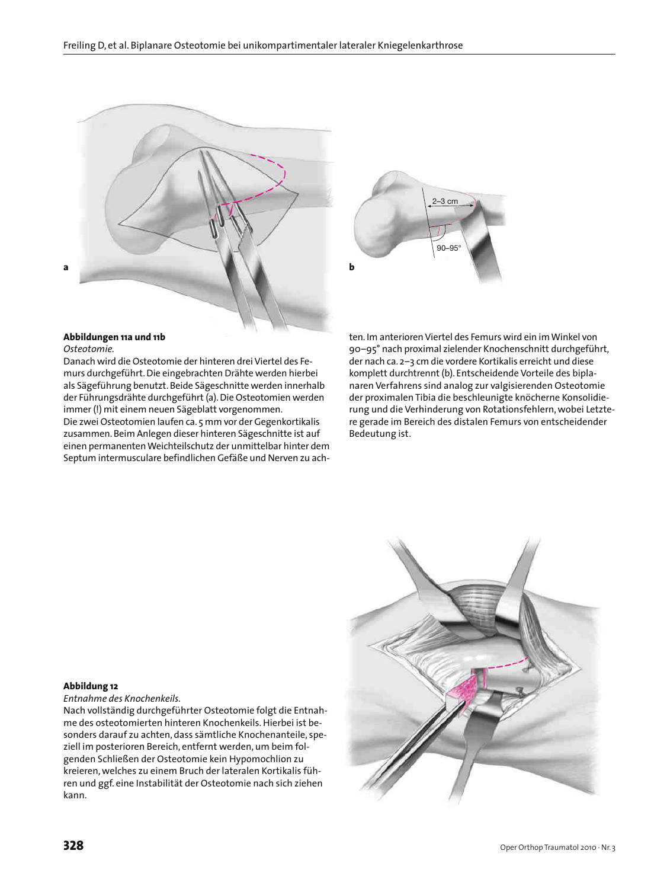**Abbildungen 11a und 11b**

*Osteotomie.*

Danach wird die Osteotomie der hinteren drei Viertel des Femurs durchgeführt. Die eingebrachten Drähte werden hierbei als Sägeführung benutzt. Beide Sägeschnitte werden innerhalb der Führungsdrähte durchgeführt (a). Die Osteotomien werden immer (!) mit einem neuen Sägeblatt vorgenommen.

Die zwei Osteotomien laufen ca. 5 mm vor der Gegenkortikalis zusammen. Beim Anlegen dieser hinteren Sägeschnitte ist auf einen permanenten Weichteilschutz der unmittelbar hinter dem Septum intermusculare befindlichen Gefäße und Nerven zu achten. Im anterioren Viertel des Femurs wird ein im Winkel von 90–95° nach proximal zielender Knochenschnitt durchgeführt, der nach ca. 2–3 cm die vordere Kortikalis erreicht und diese komplett durchtrennt (b). Entscheidende Vorteile des biplanaren Verfahrens sind analog zur valgisierenden Osteotomie der proximalen Tibia die beschleunigte knöcherne Konsolidierung und die Verhinderung von Rotationsfehlern, wobei Letztere gerade im Bereich des distalen Femurs von entscheidender Bedeutung ist.

**Abbildung 12**

*Entnahme des Knochenkeils.*

Nach vollständig durchgeführter Osteotomie folgt die Entnahme des osteotomierten hinteren Knochenkeils. Hierbei ist besonders darauf zu achten, dass sämtliche Knochenanteile, speziell im posterioren Bereich, entfernt werden, um beim folgenden Schließen der Osteotomie kein Hypomochlion zu kreieren, welches zu einem Bruch der lateralen Kortikalis führen und ggf. eine Instabilität der Osteotomie nach sich ziehen kann.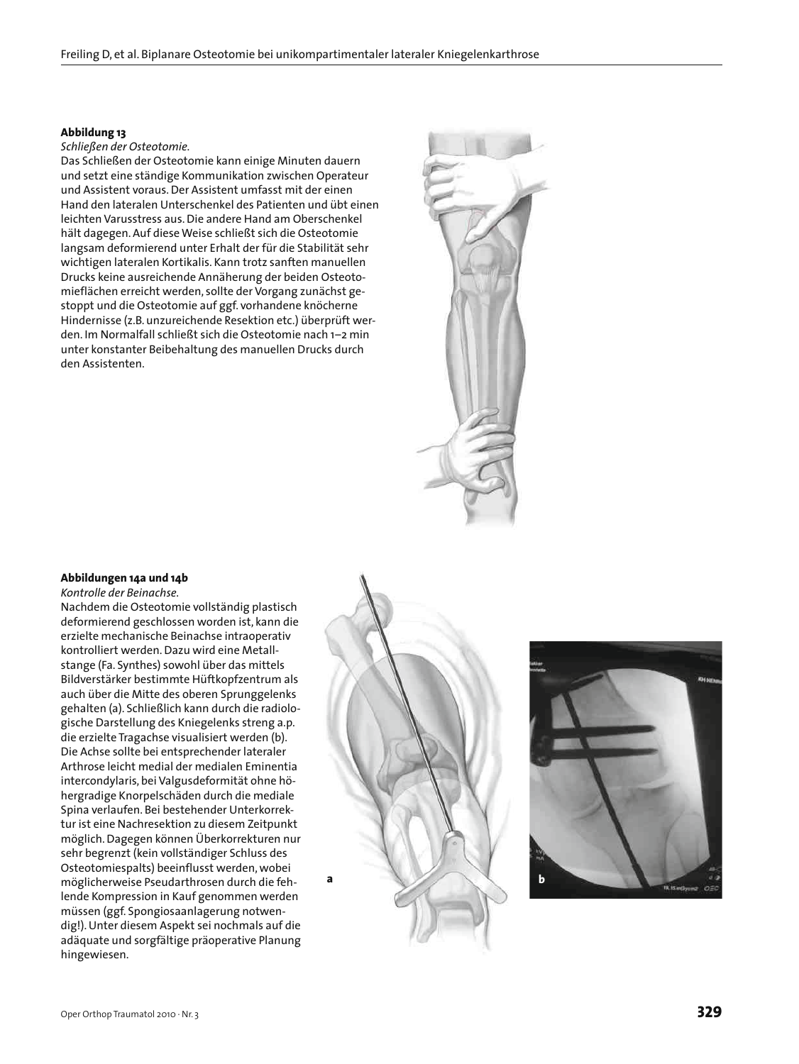**Abbildung 13**

*Schließen der Osteotomie.*

Das Schließen der Osteotomie kann einige Minuten dauern und setzt eine ständige Kommunikation zwischen Operateur und Assistent voraus. Der Assistent umfasst mit der einen Hand den lateralen Unterschenkel des Patienten und übt einen leichten Varusstress aus. Die andere Hand am Oberschenkel hält dagegen. Auf diese Weise schließt sich die Osteotomie langsam deformierend unter Erhalt der für die Stabilität sehr wichtigen lateralen Kortikalis. Kann trotz sanften manuellen Drucks keine ausreichende Annäherung der beiden Osteotomieflächen erreicht werden, sollte der Vorgang zunächst gestoppt und die Osteotomie auf ggf. vorhandene knöcherne Hindernisse (z.B. unzureichende Resektion etc.) überprüft werden. Im Normalfall schließt sich die Osteotomie nach 1–2 min unter konstanter Beibehaltung des manuellen Drucks durch den Assistenten.

**Abbildungen 14a und 14b**

*Kontrolle der Beinachse.*

Nachdem die Osteotomie vollständig plastisch deformierend geschlossen worden ist, kann die erzielte mechanische Beinachse intraoperativ kontrolliert werden. Dazu wird eine Metallstange (Fa. Synthes) sowohl über das mittels Bildverstärker bestimmte Hüftkopfzentrum als auch über die Mitte des oberen Sprunggelenks gehalten (a). Schließlich kann durch die radiologische Darstellung des Kniegelenks streng a.p. die erzielte Tragachse visualisiert werden (b). Die Achse sollte bei entsprechender lateraler Arthrose leicht medial der medialen Eminentia intercondylaris, bei Valgusdeformität ohne höhergradige Knorpelschäden durch die mediale Spina verlaufen. Bei bestehender Unterkorrektur ist eine Nachresektion zu diesem Zeitpunkt möglich. Dagegen können Überkorrekturen nur sehr begrenzt (kein vollständiger Schluss des Osteotomiespalts) beeinflusst werden, wobei möglicherweise Pseudarthrosen durch die fehlende Kompression in Kauf genommen werden müssen (ggf. Spongiosaanlagerung notwendig!). Unter diesem Aspekt sei nochmals auf die adäquate und sorgfältige präoperative Planung hingewiesen.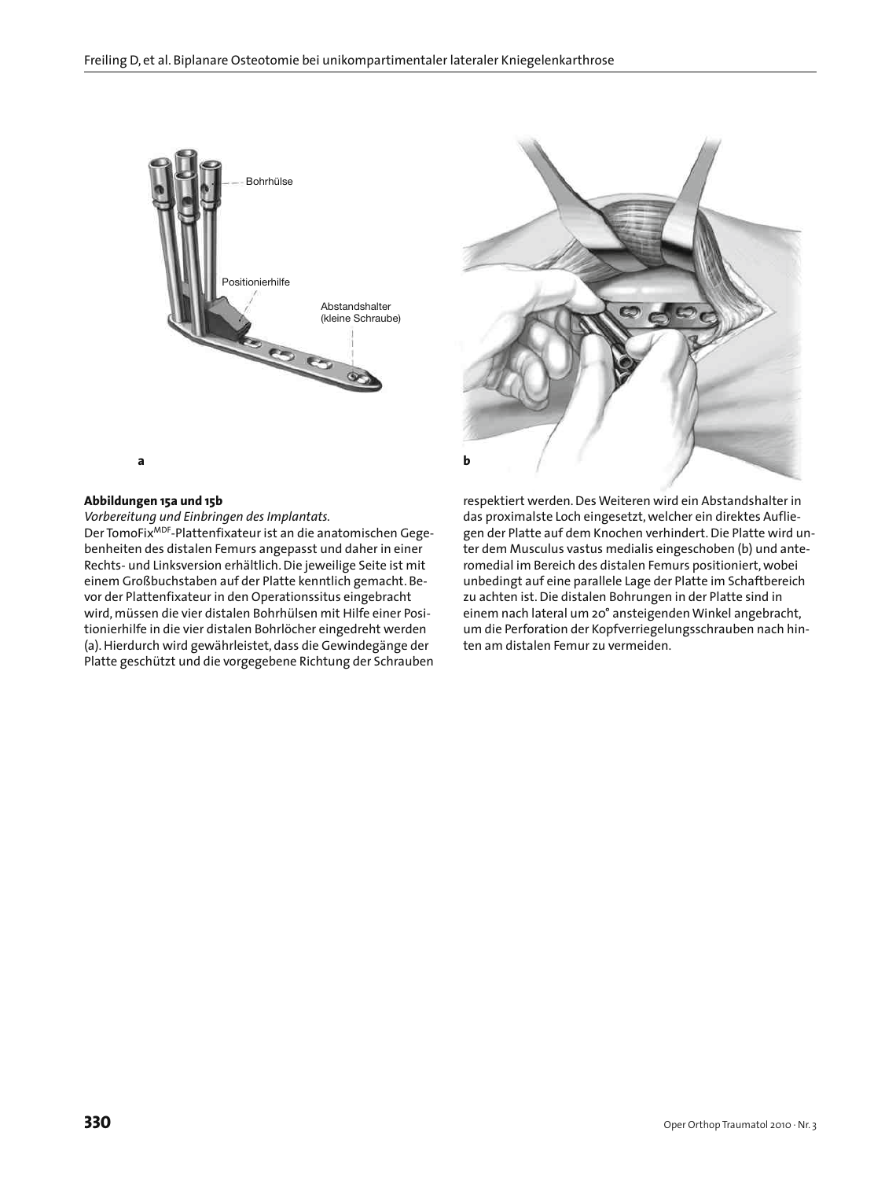**Abbildungen 15a und 15b**

*Vorbereitung und Einbringen des Implantats.*

Der TomoFix$^{MDF}$-Plattenfixateur ist an die anatomischen Gegebenheiten des distalen Femurs angepasst und daher in einer Rechts- und Linksversion erhältlich. Die jeweilige Seite ist mit einem Großbuchstaben auf der Platte kenntlich gemacht. Bevor der Plattenfixateur in den Operationssitus eingebracht wird, müssen die vier distalen Bohrhülsen mit Hilfe einer Positionierhilfe in die vier distalen Bohrlöcher eingedreht werden (a). Hierdurch wird gewährleistet, dass die Gewindegänge der Platte geschützt und die vorgegebene Richtung der Schrauben respektiert werden. Des Weiteren wird ein Abstandshalter in das proximalste Loch eingesetzt, welcher ein direktes Aufliegen der Platte auf dem Knochen verhindert. Die Platte wird unter dem Musculus vastus medialis eingeschoben (b) und anteromedial im Bereich des distalen Femurs positioniert, wobei unbedingt auf eine parallele Lage der Platte im Schaftbereich zu achten ist. Die distalen Bohrungen in der Platte sind in einem nach lateral um 20° ansteigenden Winkel angebracht, um die Perforation der Kopfverriegelungsschrauben nach hinten am distalen Femur zu vermeiden.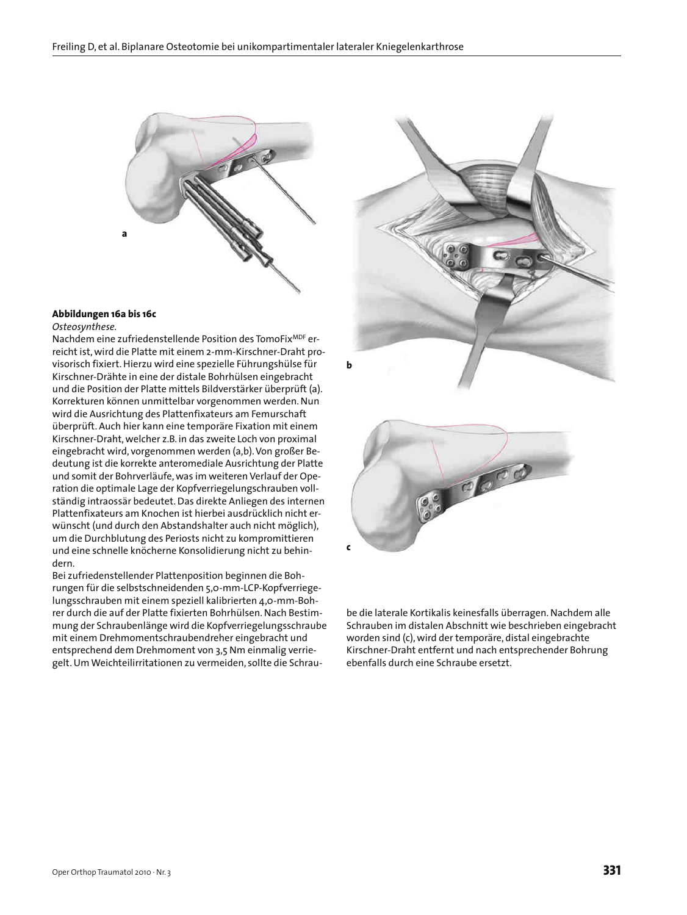**Abbildungen 16a bis 16c**

*Osteosynthese.*

Nachdem eine zufriedenstellende Position des TomoFix[MDF] erreicht ist, wird die Platte mit einem 2-mm-Kirschner-Draht provisorisch fixiert. Hierzu wird eine spezielle Führungshülse für Kirschner-Drähte in eine der distale Bohrhülsen eingebracht und die Position der Platte mittels Bildverstärker überprüft (a). Korrekturen können unmittelbar vorgenommen werden. Nun wird die Ausrichtung des Plattenfixateurs am Femurschaft überprüft. Auch hier kann eine temporäre Fixation mit einem Kirschner-Draht, welcher z.B. in das zweite Loch von proximal eingebracht wird, vorgenommen werden (a,b). Von großer Bedeutung ist die korrekte anteromediale Ausrichtung der Platte und somit der Bohrverläufe, was im weiteren Verlauf der Operation die optimale Lage der Kopfverriegelungschrauben vollständig intraossär bedeutet. Das direkte Anliegen des internen Plattenfixateurs am Knochen ist hierbei ausdrücklich nicht erwünscht (und durch den Abstandshalter auch nicht möglich), um die Durchblutung des Periosts nicht zu kompromittieren und eine schnelle knöcherne Konsolidierung nicht zu behindern.

Bei zufriedenstellender Plattenposition beginnen die Bohrungen für die selbstschneidenden 5,0-mm-LCP-Kopfverriegelungsschrauben mit einem speziell kalibrierten 4,0-mm-Bohrer durch die auf der Platte fixierten Bohrhülsen. Nach Bestimmung der Schraubenlänge wird die Kopfverriegelungsschraube mit einem Drehmomentschraubendreher eingebracht und entsprechend dem Drehmoment von 3,5 Nm einmalig verriegelt. Um Weichteilirritationen zu vermeiden, sollte die Schraube die laterale Kortikalis keinesfalls überragen. Nachdem alle Schrauben im distalen Abschnitt wie beschrieben eingebracht worden sind (c), wird der temporäre, distal eingebrachte Kirschner-Draht entfernt und nach entsprechender Bohrung ebenfalls durch eine Schraube ersetzt.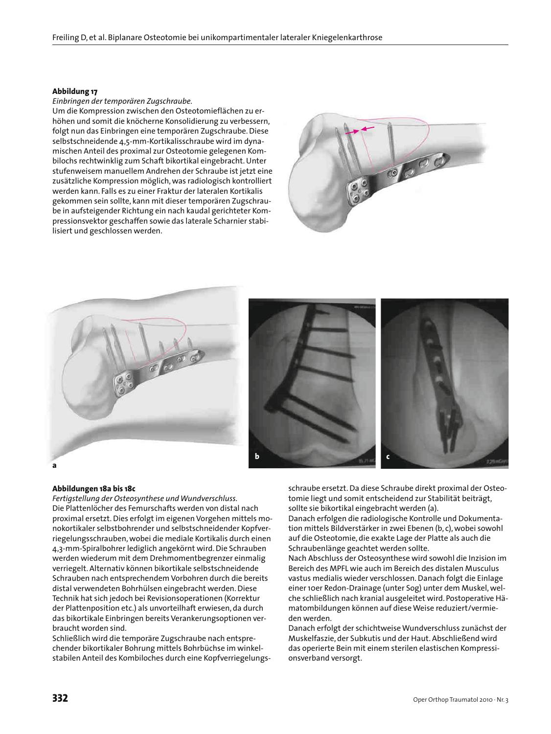**Abbildung 17**

*Einbringen der temporären Zugschraube.*

Um die Kompression zwischen den Osteotomieflächen zu erhöhen und somit die knöcherne Konsolidierung zu verbessern, folgt nun das Einbringen eine temporären Zugschraube. Diese selbstschneidende 4,5-mm-Kortikalisschraube wird im dynamischen Anteil des proximal zur Osteotomie gelegenen Kombilochs rechtwinklig zum Schaft bikortikal eingebracht. Unter stufenweisem manuellem Andrehen der Schraube ist jetzt eine zusätzliche Kompression möglich, was radiologisch kontrolliert werden kann. Falls es zu einer Fraktur der lateralen Kortikalis gekommen sein sollte, kann mit dieser temporären Zugschraube in aufsteigender Richtung ein nach kaudal gerichteter Kompressionsvektor geschaffen sowie das laterale Scharnier stabilisiert und geschlossen werden.

**Abbildungen 18a bis 18c**

*Fertigstellung der Osteosynthese und Wundverschluss.*

Die Plattenlöcher des Femurschafts werden von distal nach proximal ersetzt. Dies erfolgt im eigenen Vorgehen mittels monokortikaler selbstbohrender und selbstschneidender Kopfverriegelungsschrauben, wobei die mediale Kortikalis durch einen 4,3-mm-Spiralbohrer lediglich angekörnt wird. Die Schrauben werden wiederum mit dem Drehmomentbegrenzer einmalig verriegelt. Alternativ können bikortikale selbstschneidende Schrauben nach entsprechendem Vorbohren durch die bereits distal verwendeten Bohrhülsen eingebracht werden. Diese Technik hat sich jedoch bei Revisionsoperationen (Korrektur der Plattenposition etc.) als unvorteilhaft erwiesen, da durch das bikortikale Einbringen bereits Verankerungsoptionen verbraucht worden sind.

Schließlich wird die temporäre Zugschraube nach entsprechender bikortikaler Bohrung mittels Bohrbüchse im winkelstabilen Anteil des Kombiloches durch eine Kopfverriegelungsschraube ersetzt. Da diese Schraube direkt proximal der Osteotomie liegt und somit entscheidend zur Stabilität beiträgt, sollte sie bikortikal eingebracht werden (a).

Danach erfolgen die radiologische Kontrolle und Dokumentation mittels Bildverstärker in zwei Ebenen (b, c), wobei sowohl auf die Osteotomie, die exakte Lage der Platte als auch die Schraubenlänge geachtet werden sollte.

Nach Abschluss der Osteosynthese wird sowohl die Inzision im Bereich des MPFL wie auch im Bereich des distalen Musculus vastus medialis wieder verschlossen. Danach folgt die Einlage einer 10er Redon-Drainage (unter Sog) unter dem Muskel, welche schließlich nach kranial ausgeleitet wird. Postoperative Hämatombildungen können auf diese Weise reduziert/vermieden werden.

Danach erfolgt der schichtweise Wundverschluss zunächst der Muskelfaszie, der Subkutis und der Haut. Abschließend wird das operierte Bein mit einem sterilen elastischen Kompressionsverband versorgt.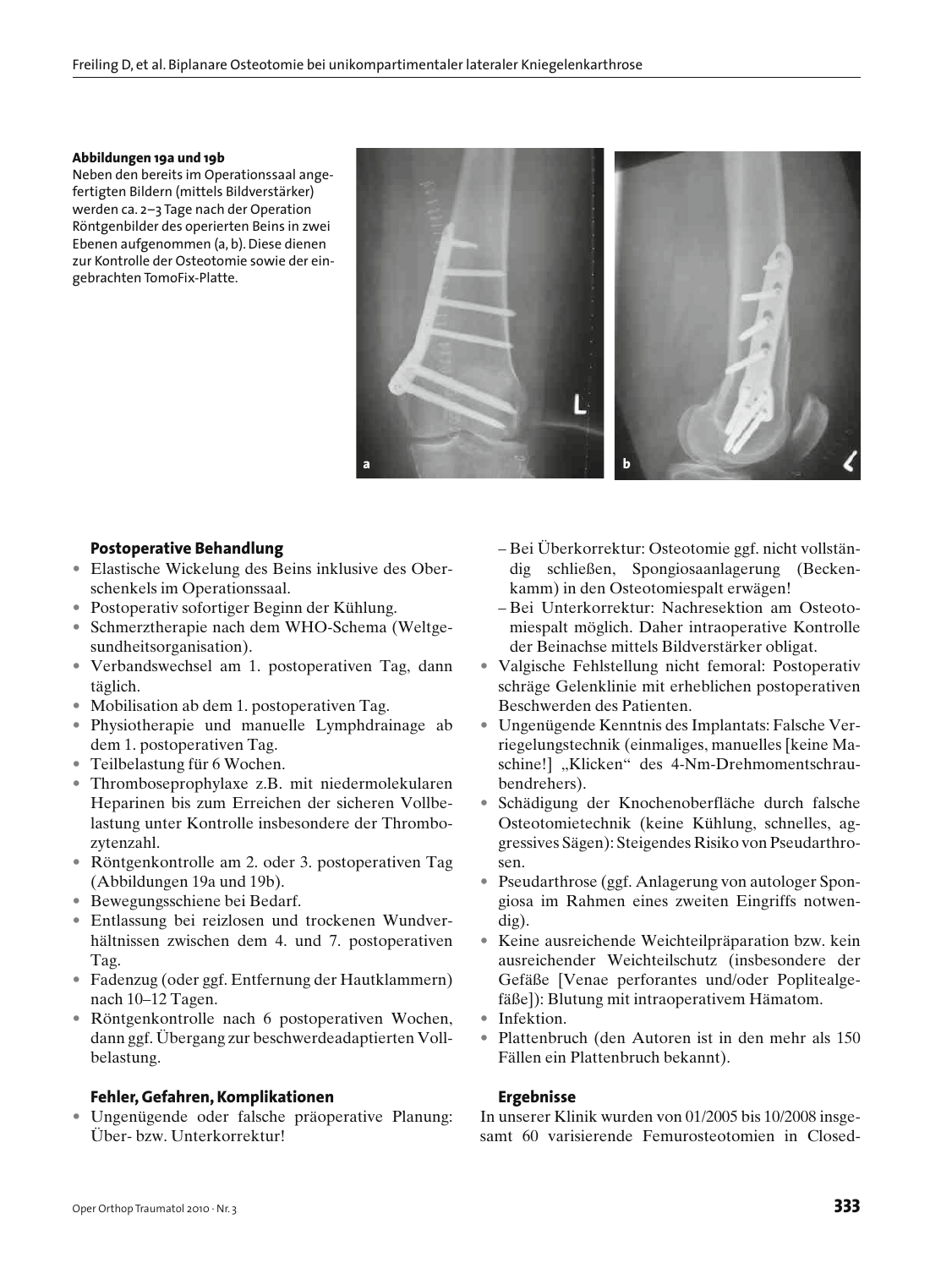**Abbildungen 19a und 19b**
Neben den bereits im Operationssaal angefertigten Bildern (mittels Bildverstärker) werden ca. 2–3 Tage nach der Operation Röntgenbilder des operierten Beins in zwei Ebenen aufgenommen (a, b). Diese dienen zur Kontrolle der Osteotomie sowie der eingebrachten TomoFix-Platte.

## Postoperative Behandlung

- Elastische Wickelung des Beins inklusive des Oberschenkels im Operationssaal.
- Postoperativ sofortiger Beginn der Kühlung.
- Schmerztherapie nach dem WHO-Schema (Weltgesundheitsorganisation).
- Verbandswechsel am 1. postoperativen Tag, dann täglich.
- Mobilisation ab dem 1. postoperativen Tag.
- Physiotherapie und manuelle Lymphdrainage ab dem 1. postoperativen Tag.
- Teilbelastung für 6 Wochen.
- Thromboseprophylaxe z.B. mit niedermolekularen Heparinen bis zum Erreichen der sicheren Vollbelastung unter Kontrolle insbesondere der Thrombozytenzahl.
- Röntgenkontrolle am 2. oder 3. postoperativen Tag (Abbildungen 19a und 19b).
- Bewegungsschiene bei Bedarf.
- Entlassung bei reizlosen und trockenen Wundverhältnissen zwischen dem 4. und 7. postoperativen Tag.
- Fadenzug (oder ggf. Entfernung der Hautklammern) nach 10–12 Tagen.
- Röntgenkontrolle nach 6 postoperativen Wochen, dann ggf. Übergang zur beschwerdeadaptierten Vollbelastung.

## Fehler, Gefahren, Komplikationen

- Ungenügende oder falsche präoperative Planung: Über- bzw. Unterkorrektur!
  - Bei Überkorrektur: Osteotomie ggf. nicht vollständig schließen, Spongiosaanlagerung (Beckenkamm) in den Osteotomiespalt erwägen!
  - Bei Unterkorrektur: Nachresektion am Osteotomiespalt möglich. Daher intraoperative Kontrolle der Beinachse mittels Bildverstärker obligat.
- Valgische Fehlstellung nicht femoral: Postoperativ schräge Gelenklinie mit erheblichen postoperativen Beschwerden des Patienten.
- Ungenügende Kenntnis des Implantats: Falsche Verriegelungstechnik (einmaliges, manuelles [keine Maschine!] „Klicken" des 4-Nm-Drehmomentschraubendrehers).
- Schädigung der Knochenoberfläche durch falsche Osteotomietechnik (keine Kühlung, schnelles, aggressives Sägen): Steigendes Risiko von Pseudarthrosen.
- Pseudarthrose (ggf. Anlagerung von autologer Spongiosa im Rahmen eines zweiten Eingriffs notwendig).
- Keine ausreichende Weichteilpräparation bzw. kein ausreichender Weichteilschutz (insbesondere der Gefäße [Venae perforantes und/oder Poplitealgefäße]): Blutung mit intraoperativem Hämatom.
- Infektion.
- Plattenbruch (den Autoren ist in den mehr als 150 Fällen ein Plattenbruch bekannt).

## Ergebnisse

In unserer Klinik wurden von 01/2005 bis 10/2008 insgesamt 60 varisierende Femurosteotomien in Closed-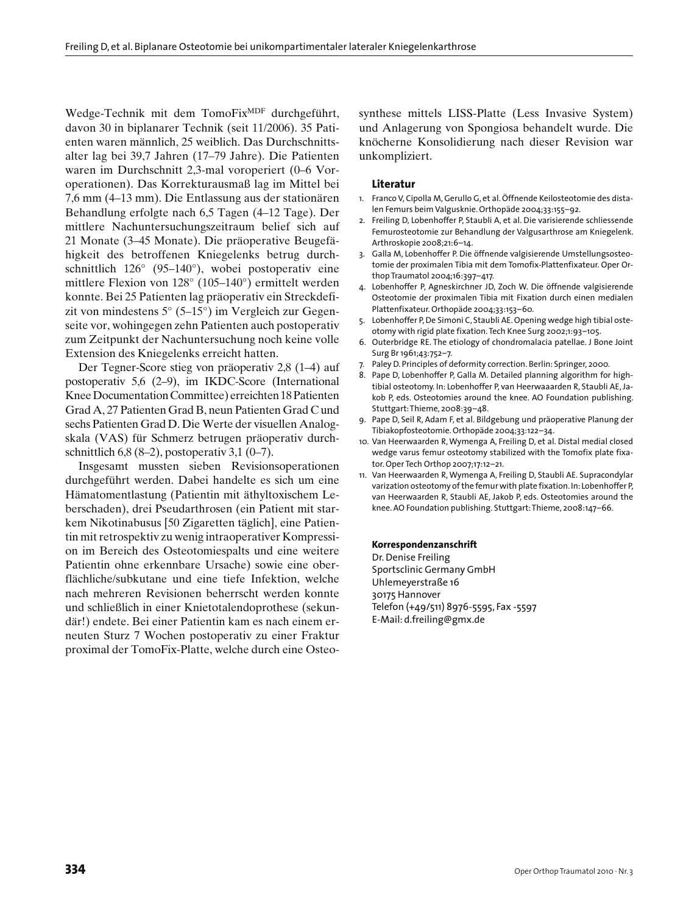Wedge-Technik mit dem TomoFix[MDF] durchgeführt, davon 30 in biplanarer Technik (seit 11/2006). 35 Patienten waren männlich, 25 weiblich. Das Durchschnittsalter lag bei 39,7 Jahren (17–79 Jahre). Die Patienten waren im Durchschnitt 2,3-mal voroperiert (0–6 Voroperationen). Das Korrekturausmaß lag im Mittel bei 7,6 mm (4–13 mm). Die Entlassung aus der stationären Behandlung erfolgte nach 6,5 Tagen (4–12 Tage). Der mittlere Nachuntersuchungszeitraum belief sich auf 21 Monate (3–45 Monate). Die präoperative Beugefähigkeit des betroffenen Kniegelenks betrug durchschnittlich 126° (95–140°), wobei postoperativ eine mittlere Flexion von 128° (105–140°) ermittelt werden konnte. Bei 25 Patienten lag präoperativ ein Streckdefizit von mindestens 5° (5–15°) im Vergleich zur Gegenseite vor, wohingegen zehn Patienten auch postoperativ zum Zeitpunkt der Nachuntersuchung noch keine volle Extension des Kniegelenks erreicht hatten.

Der Tegner-Score stieg von präoperativ 2,8 (1–4) auf postoperativ 5,6 (2–9), im IKDC-Score (International Knee Documentation Committee) erreichten 18 Patienten Grad A, 27 Patienten Grad B, neun Patienten Grad C und sechs Patienten Grad D. Die Werte der visuellen Analogskala (VAS) für Schmerz betrugen präoperativ durchschnittlich 6,8 (8–2), postoperativ 3,1 (0–7).

Insgesamt mussten sieben Revisionsoperationen durchgeführt werden. Dabei handelte es sich um eine Hämatomentlastung (Patientin mit äthyltoxischem Leberschaden), drei Pseudarthrosen (ein Patient mit starkem Nikotinabusus [50 Zigaretten täglich], eine Patientin mit retrospektiv zu wenig intraoperativer Kompression im Bereich des Osteotomiespalts und eine weitere Patientin ohne erkennbare Ursache) sowie eine oberflächliche/subkutane und eine tiefe Infektion, welche nach mehreren Revisionen beherrscht werden konnte und schließlich in einer Knietotalendoprothese (sekundär!) endete. Bei einer Patientin kam es nach einem erneuten Sturz 7 Wochen postoperativ zu einer Fraktur proximal der TomoFix-Platte, welche durch eine Osteosynthese mittels LISS-Platte (Less Invasive System) und Anlagerung von Spongiosa behandelt wurde. Die knöcherne Konsolidierung nach dieser Revision war unkompliziert.

## Literatur

1. Franco V, Cipolla M, Gerullo G, et al. Öffnende Keilosteotomie des distalen Femurs beim Valgusknie. Orthopäde 2004;33:155–92.
2. Freiling D, Lobenhoffer P, Staubli A, et al. Die varisierende schliessende Femurosteotomie zur Behandlung der Valgusarthrose am Kniegelenk. Arthroskopie 2008;21:6–14.
3. Galla M, Lobenhoffer P. Die öffnende valgisierende Umstellungsosteotomie der proximalen Tibia mit dem Tomofix-Plattenfixateur. Oper Orthop Traumatol 2004;16:397–417.
4. Lobenhoffer P, Agneskirchner JD, Zoch W. Die öffnende valgisierende Osteotomie der proximalen Tibia mit Fixation durch einen medialen Plattenfixateur. Orthopäde 2004;33:153–60.
5. Lobenhoffer P, De Simoni C, Staubli AE. Opening wedge high tibial osteotomy with rigid plate fixation. Tech Knee Surg 2002;1:93–105.
6. Outerbridge RE. The etiology of chondromalacia patellae. J Bone Joint Surg Br 1961;43:752–7.
7. Paley D. Principles of deformity correction. Berlin: Springer, 2000.
8. Pape D, Lobenhoffer P, Galla M. Detailed planning algorithm for high-tibial osteotomy. In: Lobenhoffer P, van Heerwaaarden R, Staubli AE, Jakob P, eds. Osteotomies around the knee. AO Foundation publishing. Stuttgart: Thieme, 2008:39–48.
9. Pape D, Seil R, Adam F, et al. Bildgebung und präoperative Planung der Tibiakopfosteotomie. Orthopäde 2004;33:122–34.
10. Van Heerwaarden R, Wymenga A, Freiling D, et al. Distal medial closed wedge varus femur osteotomy stabilized with the Tomofix plate fixator. Oper Tech Orthop 2007;17:12–21.
11. Van Heerwaarden R, Wymenga A, Freiling D, Staubli AE. Supracondylar varization osteotomy of the femur with plate fixation. In: Lobenhoffer P, van Heerwaarden R, Staubli AE, Jakob P, eds. Osteotomies around the knee. AO Foundation publishing. Stuttgart: Thieme, 2008:147–66.

**Korrespondenzanschrift**

Dr. Denise Freiling
Sportsclinic Germany GmbH
Uhlemeyerstraße 16
30175 Hannover
Telefon (+49/511) 8976-5595, Fax -5597
E-Mail: d.freiling@gmx.de